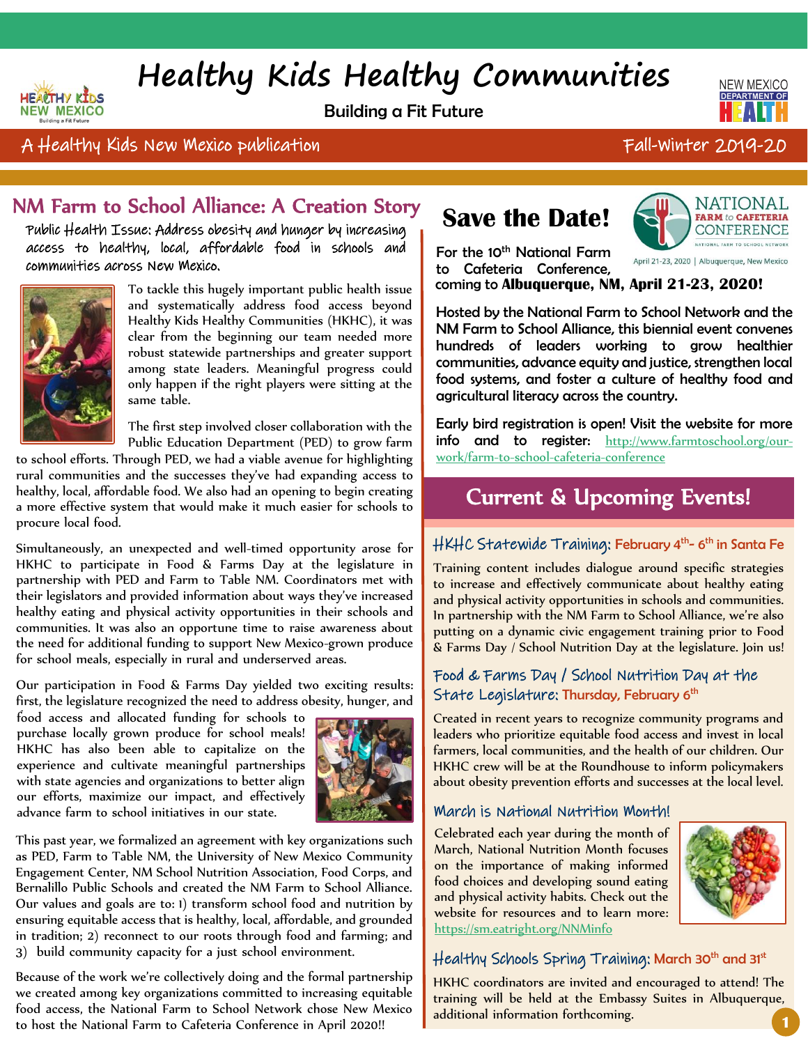# Healthy Kids Healthy Communities

Building a Fit Future

A Healthy Kids New Mexico publication — Fall-Winter 2019-20

## NM Farm to School Alliance: A Creation Story

Public Health Issue: Address obesity and hunger by increasing access to healthy, local, affordable food in schools and communities across New Mexico.

To tackle this hugely important public health issue and systematically address food access beyond Healthy Kids Healthy Communities (HKHC), it was clear from the beginning our team needed more robust statewide partnerships and greater support among state leaders. Meaningful progress could only happen if the right players were sitting at the same table.

The first step involved closer collaboration with the Public Education Department (PED) to grow farm to school efforts. Through PED, we had a viable avenue for highlighting rural communities and the successes they've had expanding access to healthy, local, affordable food. We also had an opening to begin creating a more effective system that would make it much easier for schools to procure local food.

Simultaneously, an unexpected and well-timed opportunity arose for HKHC to participate in Food & Farms Day at the legislature in partnership with PED and Farm to Table NM. Coordinators met with their legislators and provided information about ways they've increased healthy eating and physical activity opportunities in their schools and communities. It was also an opportune time to raise awareness about the need for additional funding to support New Mexico-grown produce for school meals, especially in rural and underserved areas.

Our participation in Food & Farms Day yielded two exciting results: first, the legislature recognized the need to address obesity, hunger, and food access and allocated funding for schools to purchase locally grown produce for school meals! HKHC has also been able to capitalize on the experience and cultivate meaningful partnerships with state agencies and organizations to better align our efforts, maximize our impact, and effectively advance farm to school initiatives in our state.

This past year, we formalized an agreement with key organizations such as PED, Farm to Table NM, the University of New Mexico Community Engagement Center, NM School Nutrition Association, Food Corps, and Bernalillo Public Schools and created the NM Farm to School Alliance. Our values and goals are to: 1) transform school food and nutrition by ensuring equitable access that is healthy, local, affordable, and grounded in tradition; 2) reconnect to our roots through food and farming; and 3) build community capacity for a just school environment.

Because of the work we're collectively doing and the formal partnership we created among key organizations committed to increasing equitable food access, the National Farm to School Network chose New Mexico to host the National Farm to Cafeteria Conference in April 2020!!

## Save the Date!

NATIONAL FARM to CAFETERIA CONFERENCE — April 21-23, 2020 | Albuquerque, New Mexico

**For the 10th National Farm to Cafeteria Conference, coming to Albuquerque, NM, April 21-23, 2020!**

**Hosted by the National Farm to School Network and the NM Farm to School Alliance, this biennial event convenes hundreds of leaders working to grow healthier communities, advance equity and justice, strengthen local food systems, and foster a culture of healthy food and agricultural literacy across the country.**

**Early bird registration is open! Visit the website for more info and to register:** http://www.farmtoschool.org/our-work/farm-to-school-cafeteria-conference

## Current & Upcoming Events!

### HKHC Statewide Training: February 4th- 6th in Santa Fe

Training content includes dialogue around specific strategies to increase and effectively communicate about healthy eating and physical activity opportunities in schools and communities. In partnership with the NM Farm to School Alliance, we're also putting on a dynamic civic engagement training prior to Food & Farms Day / School Nutrition Day at the legislature. Join us!

### Food & Farms Day / School Nutrition Day at the State Legislature: Thursday, February 6th

Created in recent years to recognize community programs and leaders who prioritize equitable food access and invest in local farmers, local communities, and the health of our children. Our HKHC crew will be at the Roundhouse to inform policymakers about obesity prevention efforts and successes at the local level.

### March is National Nutrition Month!

Celebrated each year during the month of March, National Nutrition Month focuses on the importance of making informed food choices and developing sound eating and physical activity habits. Check out the website for resources and to learn more: https://sm.eatright.org/NNMinfo

### Healthy Schools Spring Training: March 30th and 31st

HKHC coordinators are invited and encouraged to attend! The training will be held at the Embassy Suites in Albuquerque, additional information forthcoming.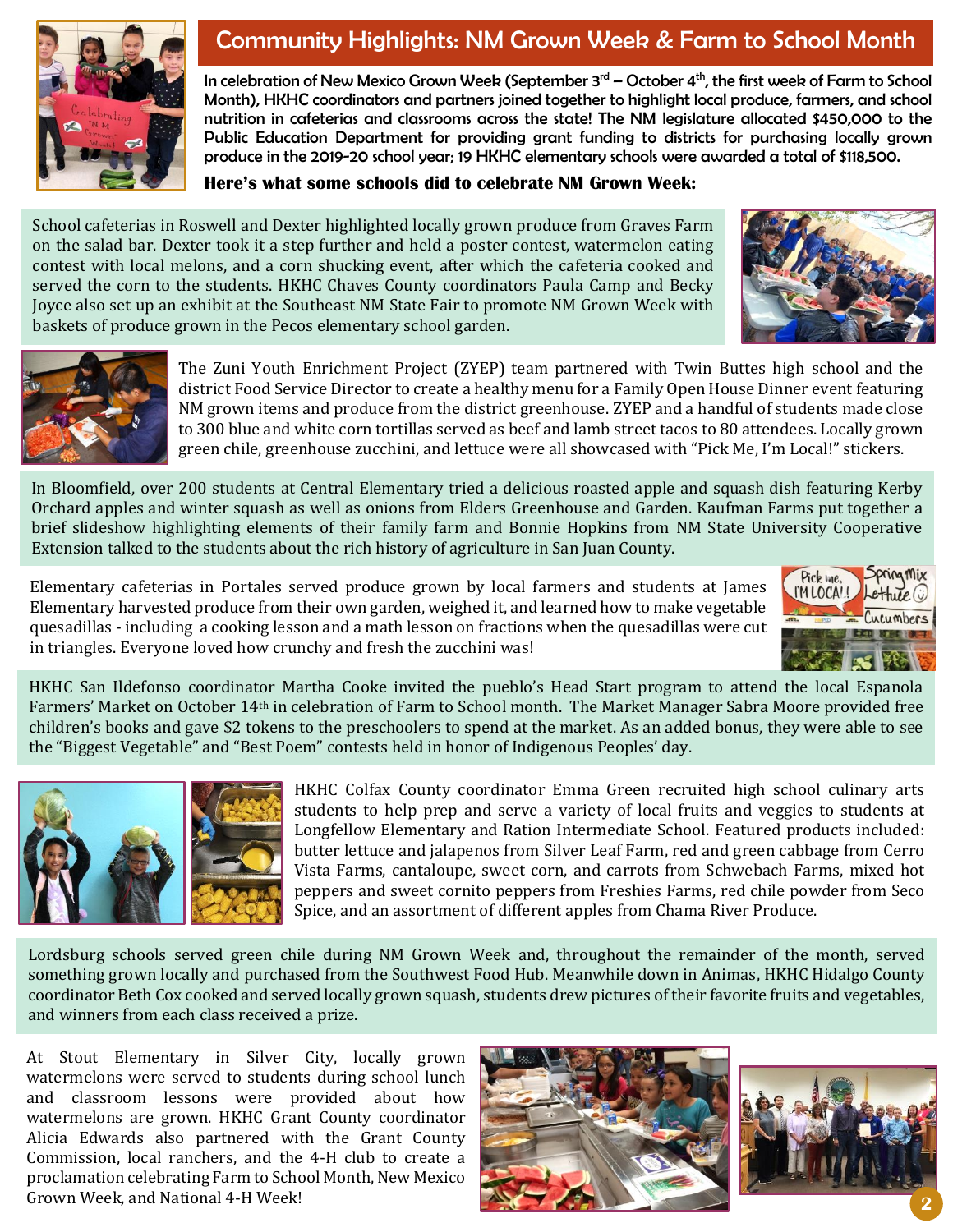## Community Highlights: NM Grown Week & Farm to School Month

**In celebration of New Mexico Grown Week (September 3rd – October 4th, the first week of Farm to School Month), HKHC coordinators and partners joined together to highlight local produce, farmers, and school nutrition in cafeterias and classrooms across the state! The NM legislature allocated $450,000 to the Public Education Department for providing grant funding to districts for purchasing locally grown produce in the 2019-20 school year; 19 HKHC elementary schools were awarded a total of $118,500.**

**Here's what some schools did to celebrate NM Grown Week:**

School cafeterias in Roswell and Dexter highlighted locally grown produce from Graves Farm on the salad bar. Dexter took it a step further and held a poster contest, watermelon eating contest with local melons, and a corn shucking event, after which the cafeteria cooked and served the corn to the students. HKHC Chaves County coordinators Paula Camp and Becky Joyce also set up an exhibit at the Southeast NM State Fair to promote NM Grown Week with baskets of produce grown in the Pecos elementary school garden.

The Zuni Youth Enrichment Project (ZYEP) team partnered with Twin Buttes high school and the district Food Service Director to create a healthy menu for a Family Open House Dinner event featuring NM grown items and produce from the district greenhouse. ZYEP and a handful of students made close to 300 blue and white corn tortillas served as beef and lamb street tacos to 80 attendees. Locally grown green chile, greenhouse zucchini, and lettuce were all showcased with "Pick Me, I'm Local!" stickers.

In Bloomfield, over 200 students at Central Elementary tried a delicious roasted apple and squash dish featuring Kerby Orchard apples and winter squash as well as onions from Elders Greenhouse and Garden. Kaufman Farms put together a brief slideshow highlighting elements of their family farm and Bonnie Hopkins from NM State University Cooperative Extension talked to the students about the rich history of agriculture in San Juan County.

Elementary cafeterias in Portales served produce grown by local farmers and students at James Elementary harvested produce from their own garden, weighed it, and learned how to make vegetable quesadillas - including a cooking lesson and a math lesson on fractions when the quesadillas were cut in triangles. Everyone loved how crunchy and fresh the zucchini was!

HKHC San Ildefonso coordinator Martha Cooke invited the pueblo's Head Start program to attend the local Espanola Farmers' Market on October 14th in celebration of Farm to School month. The Market Manager Sabra Moore provided free children's books and gave $2 tokens to the preschoolers to spend at the market. As an added bonus, they were able to see the "Biggest Vegetable" and "Best Poem" contests held in honor of Indigenous Peoples' day.

HKHC Colfax County coordinator Emma Green recruited high school culinary arts students to help prep and serve a variety of local fruits and veggies to students at Longfellow Elementary and Ration Intermediate School. Featured products included: butter lettuce and jalapenos from Silver Leaf Farm, red and green cabbage from Cerro Vista Farms, cantaloupe, sweet corn, and carrots from Schwebach Farms, mixed hot peppers and sweet cornito peppers from Freshies Farms, red chile powder from Seco Spice, and an assortment of different apples from Chama River Produce.

Lordsburg schools served green chile during NM Grown Week and, throughout the remainder of the month, served something grown locally and purchased from the Southwest Food Hub. Meanwhile down in Animas, HKHC Hidalgo County coordinator Beth Cox cooked and served locally grown squash, students drew pictures of their favorite fruits and vegetables, and winners from each class received a prize.

At Stout Elementary in Silver City, locally grown watermelons were served to students during school lunch and classroom lessons were provided about how watermelons are grown. HKHC Grant County coordinator Alicia Edwards also partnered with the Grant County Commission, local ranchers, and the 4-H club to create a proclamation celebrating Farm to School Month, New Mexico Grown Week, and National 4-H Week!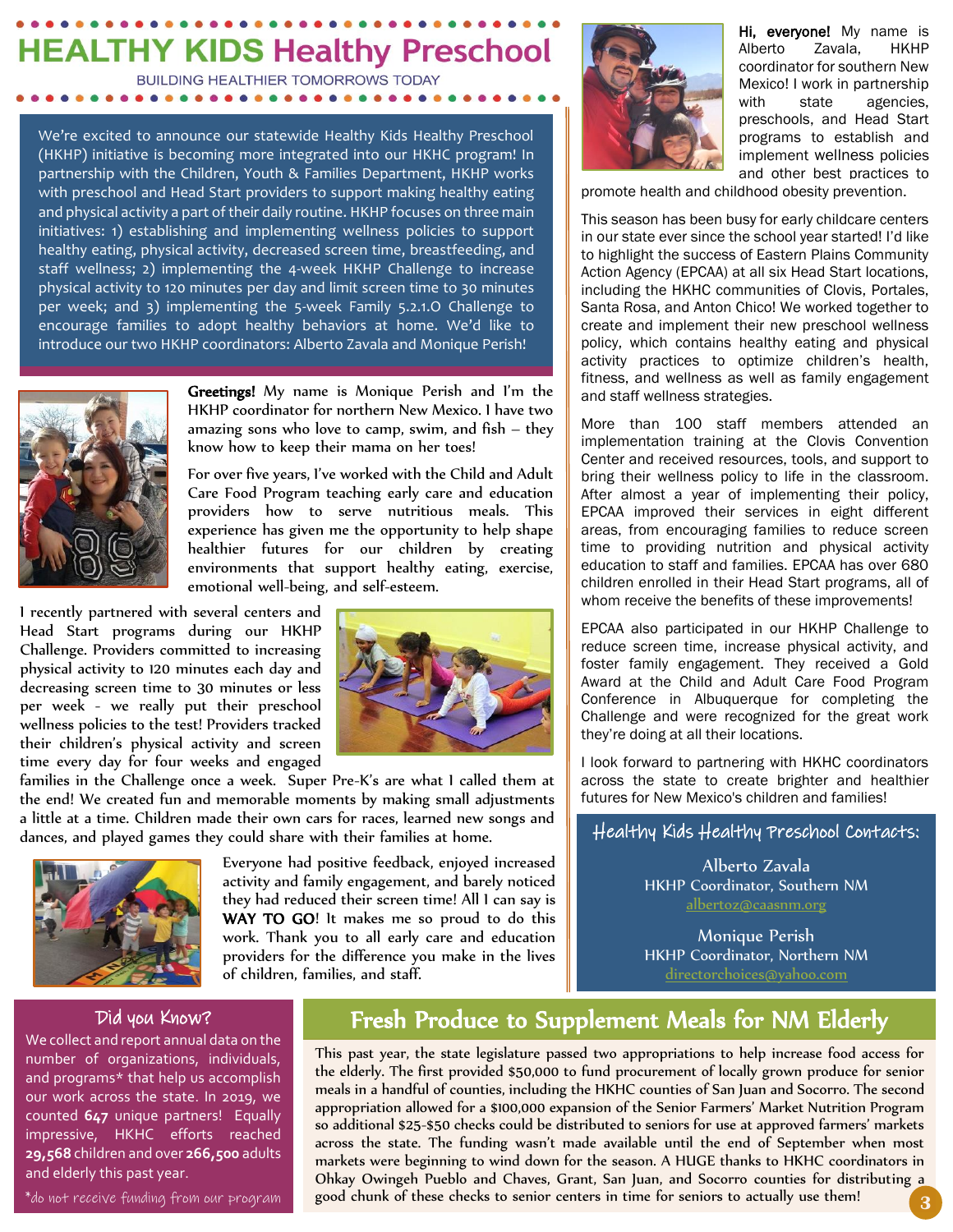# HEALTHY KIDS Healthy Preschool

BUILDING HEALTHIER TOMORROWS TODAY

We're excited to announce our statewide Healthy Kids Healthy Preschool (HKHP) initiative is becoming more integrated into our HKHC program! In partnership with the Children, Youth & Families Department, HKHP works with preschool and Head Start providers to support making healthy eating and physical activity a part of their daily routine. HKHP focuses on three main initiatives: 1) establishing and implementing wellness policies to support healthy eating, physical activity, decreased screen time, breastfeeding, and staff wellness; 2) implementing the 4-week HKHP Challenge to increase physical activity to 120 minutes per day and limit screen time to 30 minutes per week; and 3) implementing the 5-week Family 5.2.1.0 Challenge to encourage families to adopt healthy behaviors at home. We'd like to introduce our two HKHP coordinators: Alberto Zavala and Monique Perish!

**Greetings!** My name is Monique Perish and I'm the HKHP coordinator for northern New Mexico. I have two amazing sons who love to camp, swim, and fish – they know how to keep their mama on her toes!

For over five years, I've worked with the Child and Adult Care Food Program teaching early care and education providers how to serve nutritious meals. This experience has given me the opportunity to help shape healthier futures for our children by creating environments that support healthy eating, exercise, emotional well-being, and self-esteem.

I recently partnered with several centers and Head Start programs during our HKHP Challenge. Providers committed to increasing physical activity to 120 minutes each day and decreasing screen time to 30 minutes or less per week - we really put their preschool wellness policies to the test! Providers tracked their children's physical activity and screen time every day for four weeks and engaged families in the Challenge once a week. Super Pre-K's are what I called them at the end! We created fun and memorable moments by making small adjustments a little at a time. Children made their own cars for races, learned new songs and dances, and played games they could share with their families at home.

Everyone had positive feedback, enjoyed increased activity and family engagement, and barely noticed they had reduced their screen time! All I can say is **WAY TO GO**! It makes me so proud to do this work. Thank you to all early care and education providers for the difference you make in the lives of children, families, and staff.

**Hi, everyone!** My name is Alberto Zavala, HKHP coordinator for southern New Mexico! I work in partnership with state agencies, preschools, and Head Start programs to establish and implement wellness policies and other best practices to promote health and childhood obesity prevention.

This season has been busy for early childcare centers in our state ever since the school year started! I'd like to highlight the success of Eastern Plains Community Action Agency (EPCAA) at all six Head Start locations, including the HKHC communities of Clovis, Portales, Santa Rosa, and Anton Chico! We worked together to create and implement their new preschool wellness policy, which contains healthy eating and physical activity practices to optimize children's health, fitness, and wellness as well as family engagement and staff wellness strategies.

More than 100 staff members attended an implementation training at the Clovis Convention Center and received resources, tools, and support to bring their wellness policy to life in the classroom. After almost a year of implementing their policy, EPCAA improved their services in eight different areas, from encouraging families to reduce screen time to providing nutrition and physical activity education to staff and families. EPCAA has over 680 children enrolled in their Head Start programs, all of whom receive the benefits of these improvements!

EPCAA also participated in our HKHP Challenge to reduce screen time, increase physical activity, and foster family engagement. They received a Gold Award at the Child and Adult Care Food Program Conference in Albuquerque for completing the Challenge and were recognized for the great work they're doing at all their locations.

I look forward to partnering with HKHC coordinators across the state to create brighter and healthier futures for New Mexico's children and families!

## Healthy Kids Healthy Preschool Contacts:

Alberto Zavala
HKHP Coordinator, Southern NM
albertoz@caasnm.org

Monique Perish
HKHP Coordinator, Northern NM
directorchoices@yahoo.com

## Did you Know?

We collect and report annual data on the number of organizations, individuals, and programs* that help us accomplish our work across the state. In 2019, we counted **647** unique partners! Equally impressive, HKHC efforts reached **29,568** children and over **266,500** adults and elderly this past year.

*do not receive funding from our program

## Fresh Produce to Supplement Meals for NM Elderly

This past year, the state legislature passed two appropriations to help increase food access for the elderly. The first provided $50,000 to fund procurement of locally grown produce for senior meals in a handful of counties, including the HKHC counties of San Juan and Socorro. The second appropriation allowed for a $100,000 expansion of the Senior Farmers' Market Nutrition Program so additional $25-$50 checks could be distributed to seniors for use at approved farmers' markets across the state. The funding wasn't made available until the end of September when most markets were beginning to wind down for the season. A HUGE thanks to HKHC coordinators in Ohkay Owingeh Pueblo and Chaves, Grant, San Juan, and Socorro counties for distributing a good chunk of these checks to senior centers in time for seniors to actually use them!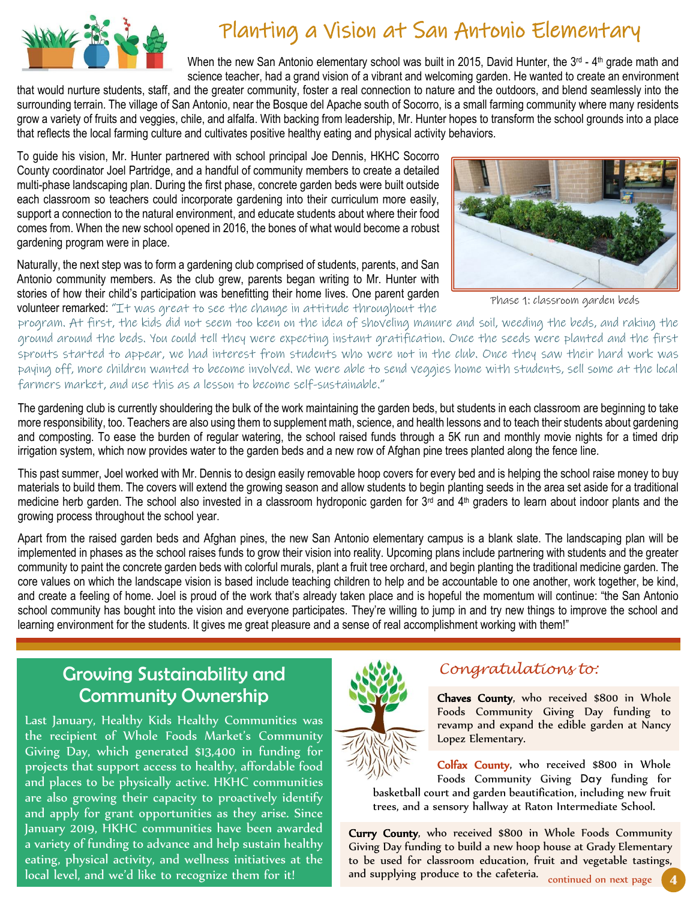# Planting a Vision at San Antonio Elementary

When the new San Antonio elementary school was built in 2015, David Hunter, the 3rd - 4th grade math and science teacher, had a grand vision of a vibrant and welcoming garden. He wanted to create an environment that would nurture students, staff, and the greater community, foster a real connection to nature and the outdoors, and blend seamlessly into the surrounding terrain. The village of San Antonio, near the Bosque del Apache south of Socorro, is a small farming community where many residents grow a variety of fruits and veggies, chile, and alfalfa. With backing from leadership, Mr. Hunter hopes to transform the school grounds into a place that reflects the local farming culture and cultivates positive healthy eating and physical activity behaviors.

To guide his vision, Mr. Hunter partnered with school principal Joe Dennis, HKHC Socorro County coordinator Joel Partridge, and a handful of community members to create a detailed multi-phase landscaping plan. During the first phase, concrete garden beds were built outside each classroom so teachers could incorporate gardening into their curriculum more easily, support a connection to the natural environment, and educate students about where their food comes from. When the new school opened in 2016, the bones of what would become a robust gardening program were in place.

Phase 1: classroom garden beds

Naturally, the next step was to form a gardening club comprised of students, parents, and San Antonio community members. As the club grew, parents began writing to Mr. Hunter with stories of how their child's participation was benefitting their home lives. One parent garden volunteer remarked: *"It was great to see the change in attitude throughout the program. At first, the kids did not seem too keen on the idea of shoveling manure and soil, weeding the beds, and raking the ground around the beds. You could tell they were expecting instant gratification. Once the seeds were planted and the first sprouts started to appear, we had interest from students who were not in the club. Once they saw their hard work was paying off, more children wanted to become involved. We were able to send veggies home with students, sell some at the local farmers market, and use this as a lesson to become self-sustainable."*

The gardening club is currently shouldering the bulk of the work maintaining the garden beds, but students in each classroom are beginning to take more responsibility, too. Teachers are also using them to supplement math, science, and health lessons and to teach their students about gardening and composting. To ease the burden of regular watering, the school raised funds through a 5K run and monthly movie nights for a timed drip irrigation system, which now provides water to the garden beds and a new row of Afghan pine trees planted along the fence line.

This past summer, Joel worked with Mr. Dennis to design easily removable hoop covers for every bed and is helping the school raise money to buy materials to build them. The covers will extend the growing season and allow students to begin planting seeds in the area set aside for a traditional medicine herb garden. The school also invested in a classroom hydroponic garden for 3rd and 4th graders to learn about indoor plants and the growing process throughout the school year.

Apart from the raised garden beds and Afghan pines, the new San Antonio elementary campus is a blank slate. The landscaping plan will be implemented in phases as the school raises funds to grow their vision into reality. Upcoming plans include partnering with students and the greater community to paint the concrete garden beds with colorful murals, plant a fruit tree orchard, and begin planting the traditional medicine garden. The core values on which the landscape vision is based include teaching children to help and be accountable to one another, work together, be kind, and create a feeling of home. Joel is proud of the work that's already taken place and is hopeful the momentum will continue: "the San Antonio school community has bought into the vision and everyone participates. They're willing to jump in and try new things to improve the school and learning environment for the students. It gives me great pleasure and a sense of real accomplishment working with them!"

## Growing Sustainability and Community Ownership

Last January, Healthy Kids Healthy Communities was the recipient of Whole Foods Market's Community Giving Day, which generated $13,400 in funding for projects that support access to healthy, affordable food and places to be physically active. HKHC communities are also growing their capacity to proactively identify and apply for grant opportunities as they arise. Since January 2019, HKHC communities have been awarded a variety of funding to advance and help sustain healthy eating, physical activity, and wellness initiatives at the local level, and we'd like to recognize them for it!

## *Congratulations to:*

**Chaves County**, who received $800 in Whole Foods Community Giving Day funding to revamp and expand the edible garden at Nancy Lopez Elementary.

**Colfax County**, who received $800 in Whole Foods Community Giving Day funding for basketball court and garden beautification, including new fruit trees, and a sensory hallway at Raton Intermediate School.

**Curry County**, who received $800 in Whole Foods Community Giving Day funding to build a new hoop house at Grady Elementary to be used for classroom education, fruit and vegetable tastings, and supplying produce to the cafeteria.

continued on next page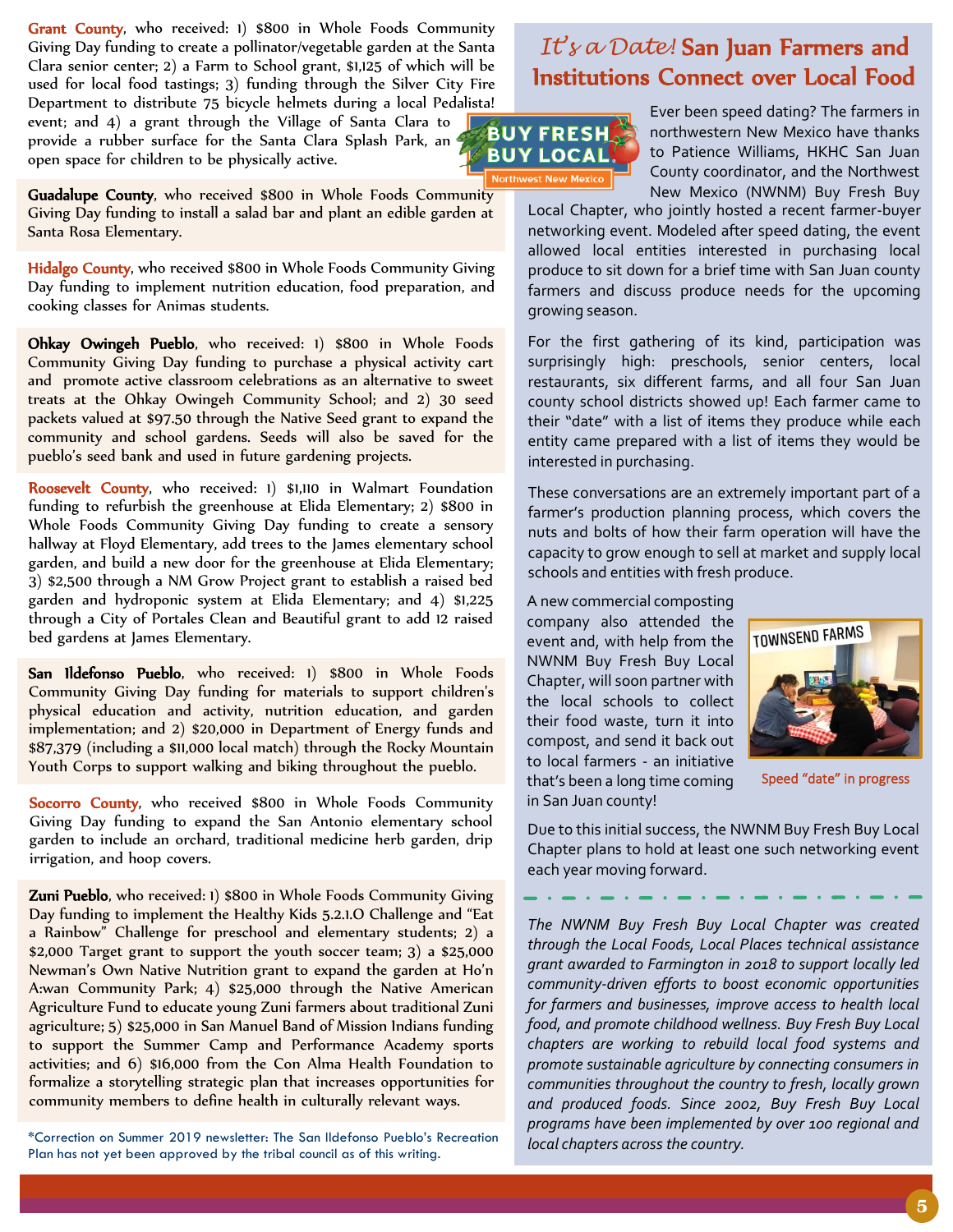**Grant County**, who received: 1) $800 in Whole Foods Community Giving Day funding to create a pollinator/vegetable garden at the Santa Clara senior center; 2) a Farm to School grant, $1,125 of which will be used for local food tastings; 3) funding through the Silver City Fire Department to distribute 75 bicycle helmets during a local Pedalista! event; and 4) a grant through the Village of Santa Clara to provide a rubber surface for the Santa Clara Splash Park, an open space for children to be physically active.

**Guadalupe County**, who received $800 in Whole Foods Community Giving Day funding to install a salad bar and plant an edible garden at Santa Rosa Elementary.

**Hidalgo County**, who received $800 in Whole Foods Community Giving Day funding to implement nutrition education, food preparation, and cooking classes for Animas students.

**Ohkay Owingeh Pueblo**, who received: 1) $800 in Whole Foods Community Giving Day funding to purchase a physical activity cart and promote active classroom celebrations as an alternative to sweet treats at the Ohkay Owingeh Community School; and 2) 30 seed packets valued at $97.50 through the Native Seed grant to expand the community and school gardens. Seeds will also be saved for the pueblo's seed bank and used in future gardening projects.

**Roosevelt County**, who received: 1) $1,110 in Walmart Foundation funding to refurbish the greenhouse at Elida Elementary; 2) $800 in Whole Foods Community Giving Day funding to create a sensory hallway at Floyd Elementary, add trees to the James elementary school garden, and build a new door for the greenhouse at Elida Elementary; 3) $2,500 through a NM Grow Project grant to establish a raised bed garden and hydroponic system at Elida Elementary; and 4) $1,225 through a City of Portales Clean and Beautiful grant to add 12 raised bed gardens at James Elementary.

**San Ildefonso Pueblo**, who received: 1) $800 in Whole Foods Community Giving Day funding for materials to support children's physical education and activity, nutrition education, and garden implementation; and 2) $20,000 in Department of Energy funds and $87,379 (including a $11,000 local match) through the Rocky Mountain Youth Corps to support walking and biking throughout the pueblo.

**Socorro County**, who received $800 in Whole Foods Community Giving Day funding to expand the San Antonio elementary school garden to include an orchard, traditional medicine herb garden, drip irrigation, and hoop covers.

**Zuni Pueblo**, who received: 1) $800 in Whole Foods Community Giving Day funding to implement the Healthy Kids 5.2.1.0 Challenge and "Eat a Rainbow" Challenge for preschool and elementary students; 2) a $2,000 Target grant to support the youth soccer team; 3) a $25,000 Newman's Own Native Nutrition grant to expand the garden at Ho'n A:wan Community Park; 4) $25,000 through the Native American Agriculture Fund to educate young Zuni farmers about traditional Zuni agriculture; 5) $25,000 in San Manuel Band of Mission Indians funding to support the Summer Camp and Performance Academy sports activities; and 6) $16,000 from the Con Alma Health Foundation to formalize a storytelling strategic plan that increases opportunities for community members to define health in culturally relevant ways.

*Correction on Summer 2019 newsletter: The San Ildefonso Pueblo's Recreation Plan has not yet been approved by the tribal council as of this writing.

## *It's a Date!* San Juan Farmers and Institutions Connect over Local Food

BUY FRESH BUY LOCAL
Northwest New Mexico

Ever been speed dating? The farmers in northwestern New Mexico have thanks to Patience Williams, HKHC San Juan County coordinator, and the Northwest New Mexico (NWNM) Buy Fresh Buy Local Chapter, who jointly hosted a recent farmer-buyer networking event. Modeled after speed dating, the event allowed local entities interested in purchasing local produce to sit down for a brief time with San Juan county farmers and discuss produce needs for the upcoming growing season.

For the first gathering of its kind, participation was surprisingly high: preschools, senior centers, local restaurants, six different farms, and all four San Juan county school districts showed up! Each farmer came to their "date" with a list of items they produce while each entity came prepared with a list of items they would be interested in purchasing.

These conversations are an extremely important part of a farmer's production planning process, which covers the nuts and bolts of how their farm operation will have the capacity to grow enough to sell at market and supply local schools and entities with fresh produce.

A new commercial composting company also attended the event and, with help from the NWNM Buy Fresh Buy Local Chapter, will soon partner with the local schools to collect their food waste, turn it into compost, and send it back out to local farmers - an initiative that's been a long time coming in San Juan county!

Speed "date" in progress

Due to this initial success, the NWNM Buy Fresh Buy Local Chapter plans to hold at least one such networking event each year moving forward.

*The NWNM Buy Fresh Buy Local Chapter was created through the Local Foods, Local Places technical assistance grant awarded to Farmington in 2018 to support locally led community-driven efforts to boost economic opportunities for farmers and businesses, improve access to health local food, and promote childhood wellness. Buy Fresh Buy Local chapters are working to rebuild local food systems and promote sustainable agriculture by connecting consumers in communities throughout the country to fresh, locally grown and produced foods. Since 2002, Buy Fresh Buy Local programs have been implemented by over 100 regional and local chapters across the country.*